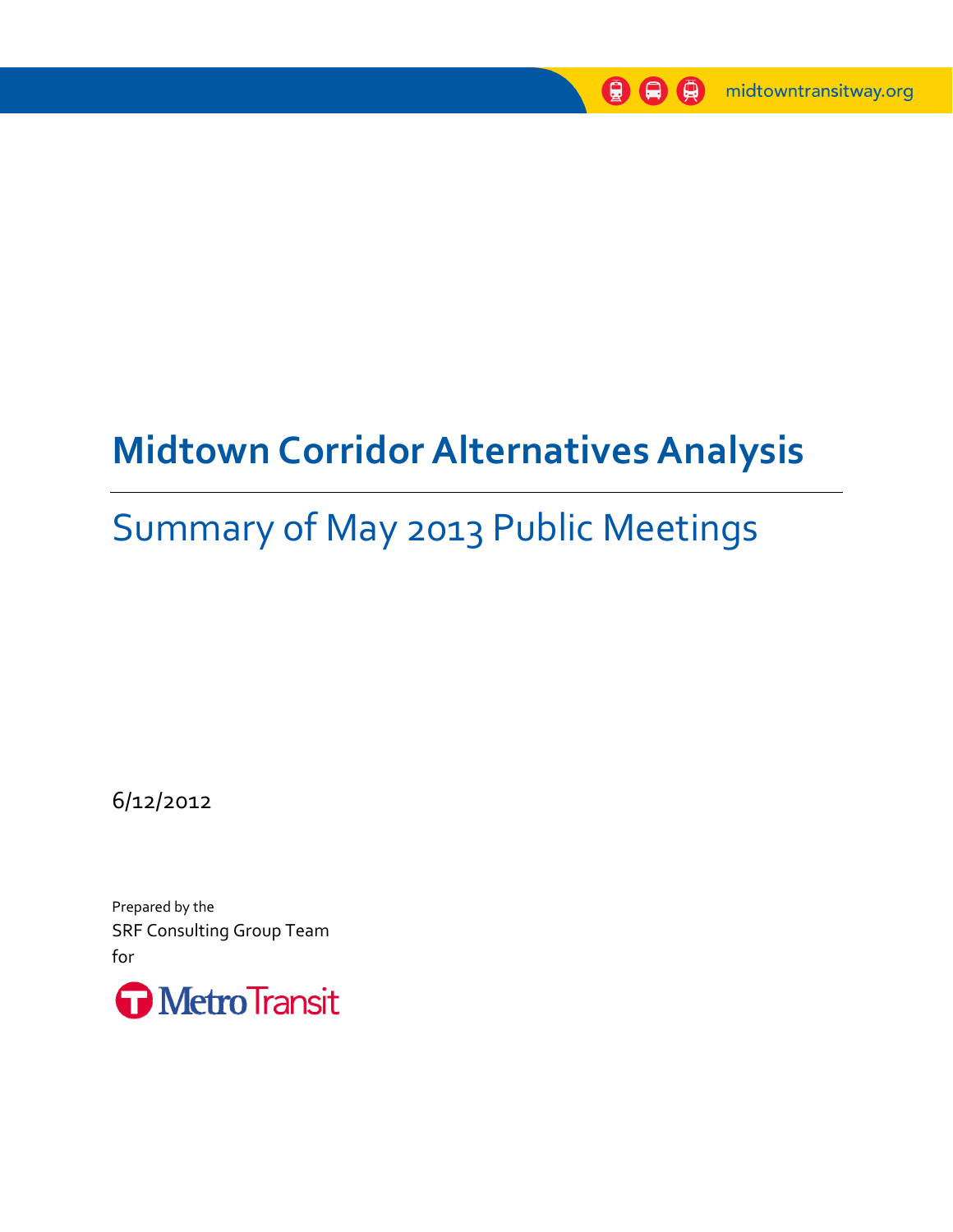midtowntransitway.org

# Midtown Corridor Alternatives Analysis

## Summary of May 2013 Public Meetings

6/12/2012

Prepared by the
SRF Consulting Group Team
for

Metro Transit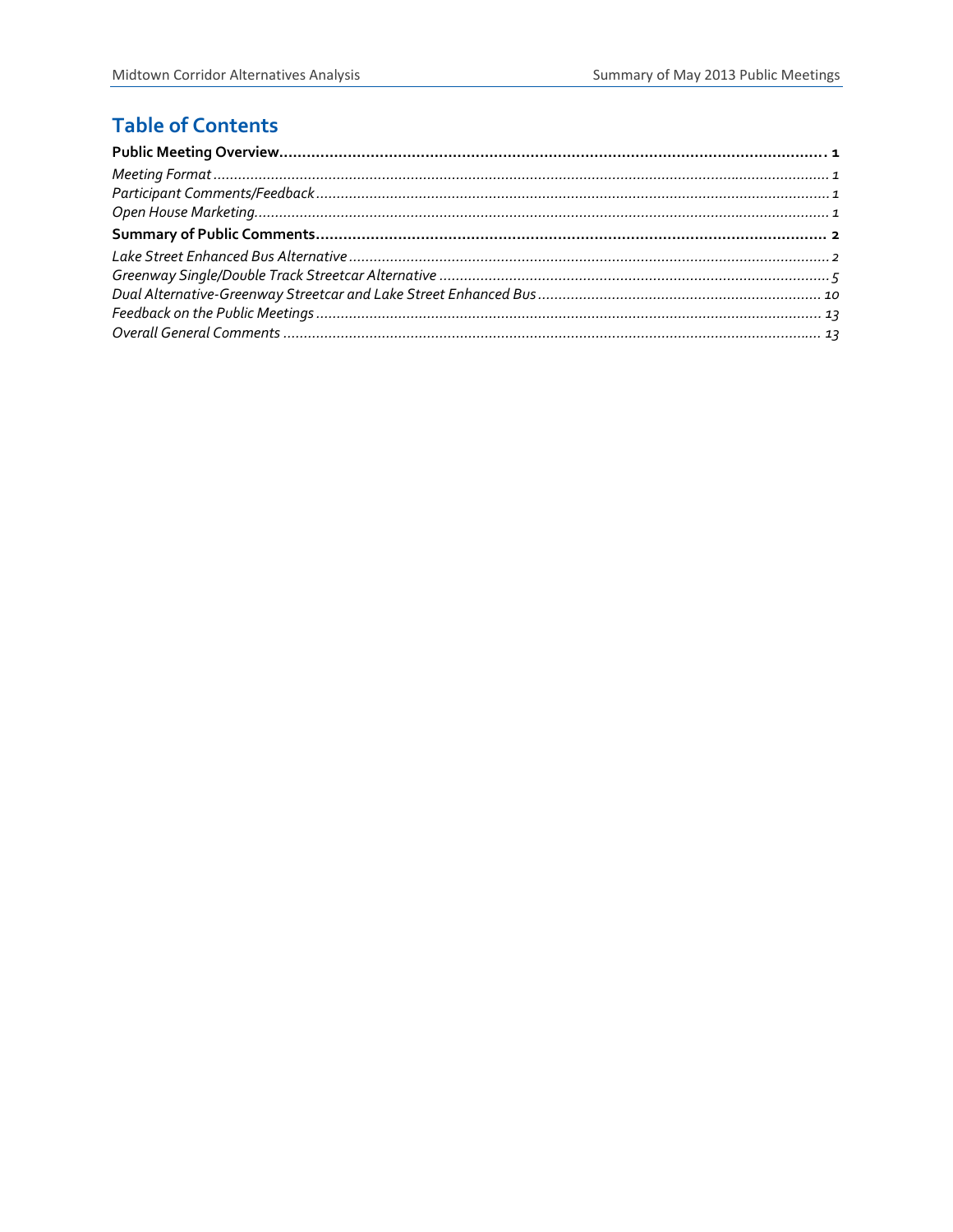# Table of Contents

**Public Meeting Overview** ........ **1**

*Meeting Format* ........ *1*

*Participant Comments/Feedback* ........ *1*

*Open House Marketing* ........ *1*

**Summary of Public Comments** ........ **2**

*Lake Street Enhanced Bus Alternative* ........ *2*

*Greenway Single/Double Track Streetcar Alternative* ........ *5*

*Dual Alternative-Greenway Streetcar and Lake Street Enhanced Bus* ........ *10*

*Feedback on the Public Meetings* ........ *13*

*Overall General Comments* ........ *13*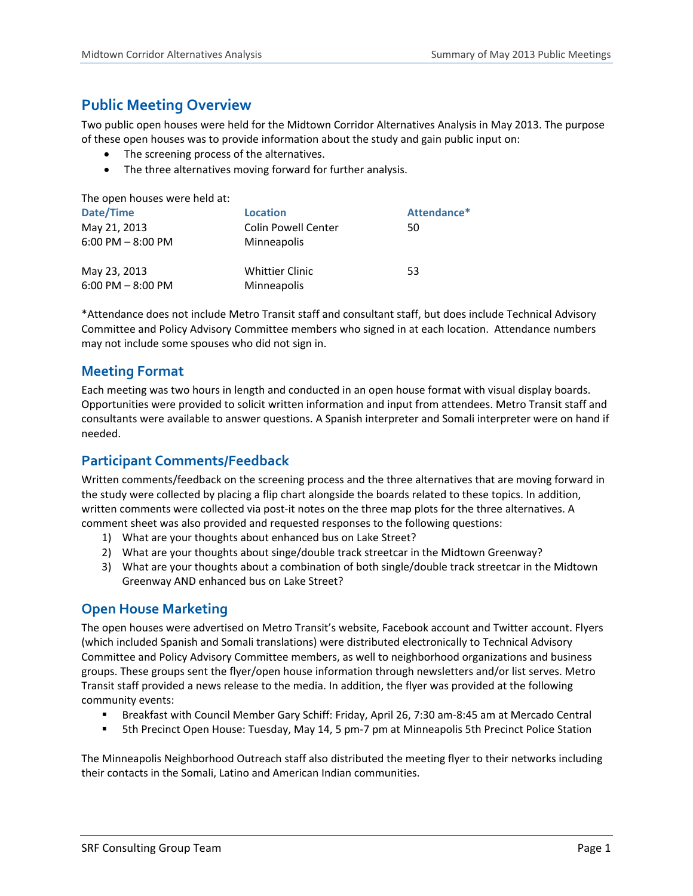## Public Meeting Overview

Two public open houses were held for the Midtown Corridor Alternatives Analysis in May 2013. The purpose of these open houses was to provide information about the study and gain public input on:

- The screening process of the alternatives.
- The three alternatives moving forward for further analysis.

The open houses were held at:

| Date/Time | Location | Attendance* |
|---|---|---|
| May 21, 2013<br>6:00 PM – 8:00 PM | Colin Powell Center<br>Minneapolis | 50 |
| May 23, 2013<br>6:00 PM – 8:00 PM | Whittier Clinic<br>Minneapolis | 53 |

*Attendance does not include Metro Transit staff and consultant staff, but does include Technical Advisory Committee and Policy Advisory Committee members who signed in at each location. Attendance numbers may not include some spouses who did not sign in.

### Meeting Format

Each meeting was two hours in length and conducted in an open house format with visual display boards. Opportunities were provided to solicit written information and input from attendees. Metro Transit staff and consultants were available to answer questions. A Spanish interpreter and Somali interpreter were on hand if needed.

### Participant Comments/Feedback

Written comments/feedback on the screening process and the three alternatives that are moving forward in the study were collected by placing a flip chart alongside the boards related to these topics. In addition, written comments were collected via post-it notes on the three map plots for the three alternatives. A comment sheet was also provided and requested responses to the following questions:

1) What are your thoughts about enhanced bus on Lake Street?
2) What are your thoughts about singe/double track streetcar in the Midtown Greenway?
3) What are your thoughts about a combination of both single/double track streetcar in the Midtown Greenway AND enhanced bus on Lake Street?

### Open House Marketing

The open houses were advertised on Metro Transit's website, Facebook account and Twitter account. Flyers (which included Spanish and Somali translations) were distributed electronically to Technical Advisory Committee and Policy Advisory Committee members, as well to neighborhood organizations and business groups. These groups sent the flyer/open house information through newsletters and/or list serves. Metro Transit staff provided a news release to the media. In addition, the flyer was provided at the following community events:

- Breakfast with Council Member Gary Schiff: Friday, April 26, 7:30 am-8:45 am at Mercado Central
- 5th Precinct Open House: Tuesday, May 14, 5 pm-7 pm at Minneapolis 5th Precinct Police Station

The Minneapolis Neighborhood Outreach staff also distributed the meeting flyer to their networks including their contacts in the Somali, Latino and American Indian communities.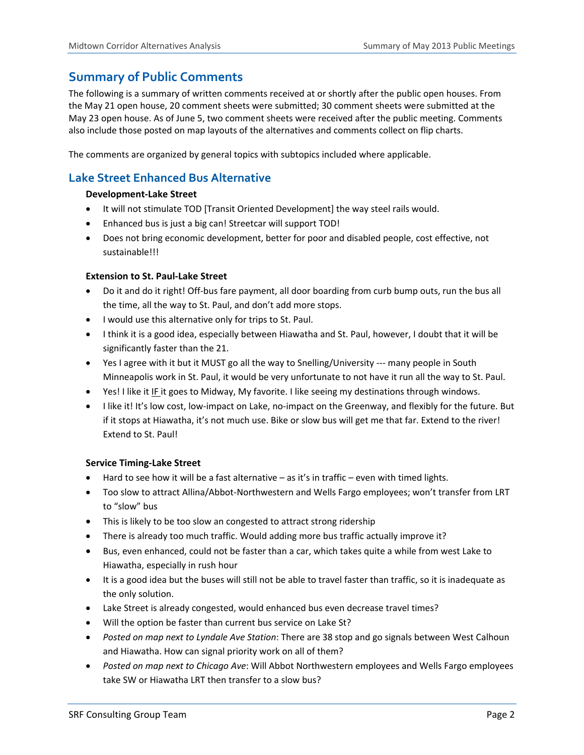## Summary of Public Comments

The following is a summary of written comments received at or shortly after the public open houses. From the May 21 open house, 20 comment sheets were submitted; 30 comment sheets were submitted at the May 23 open house. As of June 5, two comment sheets were received after the public meeting. Comments also include those posted on map layouts of the alternatives and comments collect on flip charts.

The comments are organized by general topics with subtopics included where applicable.

## Lake Street Enhanced Bus Alternative

**Development-Lake Street**

- It will not stimulate TOD [Transit Oriented Development] the way steel rails would.
- Enhanced bus is just a big can! Streetcar will support TOD!
- Does not bring economic development, better for poor and disabled people, cost effective, not sustainable!!!

**Extension to St. Paul-Lake Street**

- Do it and do it right! Off-bus fare payment, all door boarding from curb bump outs, run the bus all the time, all the way to St. Paul, and don't add more stops.
- I would use this alternative only for trips to St. Paul.
- I think it is a good idea, especially between Hiawatha and St. Paul, however, I doubt that it will be significantly faster than the 21.
- Yes I agree with it but it MUST go all the way to Snelling/University --- many people in South Minneapolis work in St. Paul, it would be very unfortunate to not have it run all the way to St. Paul.
- Yes! I like it <u>IF</u> it goes to Midway, My favorite. I like seeing my destinations through windows.
- I like it! It's low cost, low-impact on Lake, no-impact on the Greenway, and flexibly for the future. But if it stops at Hiawatha, it's not much use. Bike or slow bus will get me that far. Extend to the river! Extend to St. Paul!

**Service Timing-Lake Street**

- Hard to see how it will be a fast alternative – as it's in traffic – even with timed lights.
- Too slow to attract Allina/Abbot-Northwestern and Wells Fargo employees; won't transfer from LRT to "slow" bus
- This is likely to be too slow an congested to attract strong ridership
- There is already too much traffic. Would adding more bus traffic actually improve it?
- Bus, even enhanced, could not be faster than a car, which takes quite a while from west Lake to Hiawatha, especially in rush hour
- It is a good idea but the buses will still not be able to travel faster than traffic, so it is inadequate as the only solution.
- Lake Street is already congested, would enhanced bus even decrease travel times?
- Will the option be faster than current bus service on Lake St?
- *Posted on map next to Lyndale Ave Station*: There are 38 stop and go signals between West Calhoun and Hiawatha. How can signal priority work on all of them?
- *Posted on map next to Chicago Ave*: Will Abbot Northwestern employees and Wells Fargo employees take SW or Hiawatha LRT then transfer to a slow bus?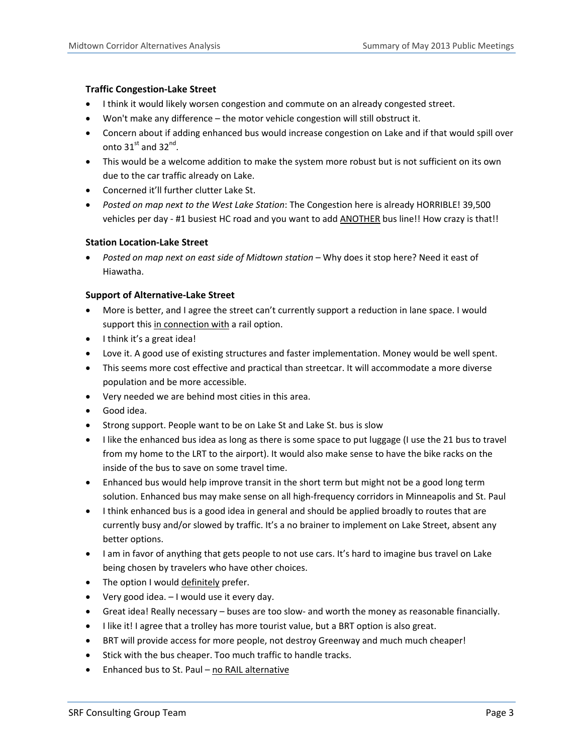### Traffic Congestion-Lake Street

- I think it would likely worsen congestion and commute on an already congested street.
- Won't make any difference – the motor vehicle congestion will still obstruct it.
- Concern about if adding enhanced bus would increase congestion on Lake and if that would spill over onto 31st and 32nd.
- This would be a welcome addition to make the system more robust but is not sufficient on its own due to the car traffic already on Lake.
- Concerned it'll further clutter Lake St.
- *Posted on map next to the West Lake Station*: The Congestion here is already HORRIBLE! 39,500 vehicles per day - #1 busiest HC road and you want to add <u>ANOTHER</u> bus line!! How crazy is that!!

### Station Location-Lake Street

- *Posted on map next on east side of Midtown station* – Why does it stop here? Need it east of Hiawatha.

### Support of Alternative-Lake Street

- More is better, and I agree the street can't currently support a reduction in lane space. I would support this <u>in connection with</u> a rail option.
- I think it's a great idea!
- Love it. A good use of existing structures and faster implementation. Money would be well spent.
- This seems more cost effective and practical than streetcar. It will accommodate a more diverse population and be more accessible.
- Very needed we are behind most cities in this area.
- Good idea.
- Strong support. People want to be on Lake St and Lake St. bus is slow
- I like the enhanced bus idea as long as there is some space to put luggage (I use the 21 bus to travel from my home to the LRT to the airport). It would also make sense to have the bike racks on the inside of the bus to save on some travel time.
- Enhanced bus would help improve transit in the short term but might not be a good long term solution. Enhanced bus may make sense on all high-frequency corridors in Minneapolis and St. Paul
- I think enhanced bus is a good idea in general and should be applied broadly to routes that are currently busy and/or slowed by traffic. It's a no brainer to implement on Lake Street, absent any better options.
- I am in favor of anything that gets people to not use cars. It's hard to imagine bus travel on Lake being chosen by travelers who have other choices.
- The option I would <u>definitely</u> prefer.
- Very good idea. – I would use it every day.
- Great idea! Really necessary – buses are too slow- and worth the money as reasonable financially.
- I like it! I agree that a trolley has more tourist value, but a BRT option is also great.
- BRT will provide access for more people, not destroy Greenway and much much cheaper!
- Stick with the bus cheaper. Too much traffic to handle tracks.
- Enhanced bus to St. Paul – <u>no RAIL alternative</u>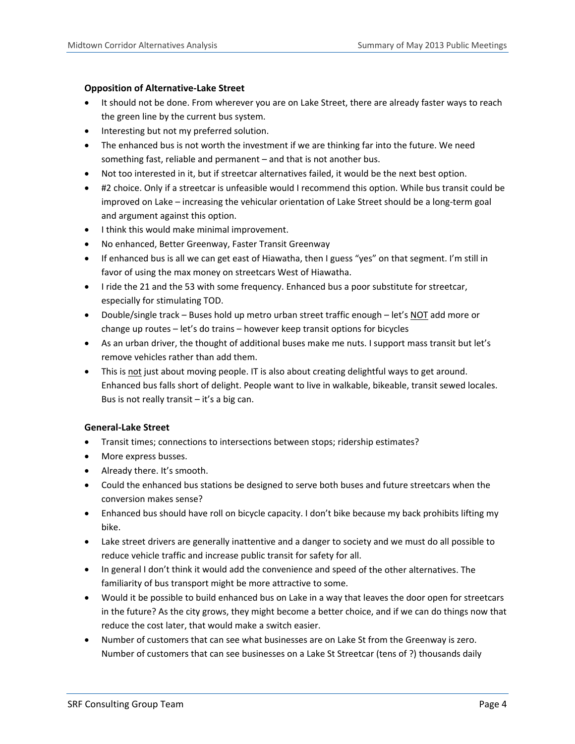**Opposition of Alternative-Lake Street**

- It should not be done. From wherever you are on Lake Street, there are already faster ways to reach the green line by the current bus system.
- Interesting but not my preferred solution.
- The enhanced bus is not worth the investment if we are thinking far into the future. We need something fast, reliable and permanent – and that is not another bus.
- Not too interested in it, but if streetcar alternatives failed, it would be the next best option.
- #2 choice. Only if a streetcar is unfeasible would I recommend this option. While bus transit could be improved on Lake – increasing the vehicular orientation of Lake Street should be a long-term goal and argument against this option.
- I think this would make minimal improvement.
- No enhanced, Better Greenway, Faster Transit Greenway
- If enhanced bus is all we can get east of Hiawatha, then I guess "yes" on that segment. I'm still in favor of using the max money on streetcars West of Hiawatha.
- I ride the 21 and the 53 with some frequency. Enhanced bus a poor substitute for streetcar, especially for stimulating TOD.
- Double/single track – Buses hold up metro urban street traffic enough – let's <u>NOT</u> add more or change up routes – let's do trains – however keep transit options for bicycles
- As an urban driver, the thought of additional buses make me nuts. I support mass transit but let's remove vehicles rather than add them.
- This is <u>not</u> just about moving people. IT is also about creating delightful ways to get around. Enhanced bus falls short of delight. People want to live in walkable, bikeable, transit sewed locales. Bus is not really transit – it's a big can.

**General-Lake Street**

- Transit times; connections to intersections between stops; ridership estimates?
- More express busses.
- Already there. It's smooth.
- Could the enhanced bus stations be designed to serve both buses and future streetcars when the conversion makes sense?
- Enhanced bus should have roll on bicycle capacity. I don't bike because my back prohibits lifting my bike.
- Lake street drivers are generally inattentive and a danger to society and we must do all possible to reduce vehicle traffic and increase public transit for safety for all.
- In general I don't think it would add the convenience and speed of the other alternatives. The familiarity of bus transport might be more attractive to some.
- Would it be possible to build enhanced bus on Lake in a way that leaves the door open for streetcars in the future? As the city grows, they might become a better choice, and if we can do things now that reduce the cost later, that would make a switch easier.
- Number of customers that can see what businesses are on Lake St from the Greenway is zero. Number of customers that can see businesses on a Lake St Streetcar (tens of ?) thousands daily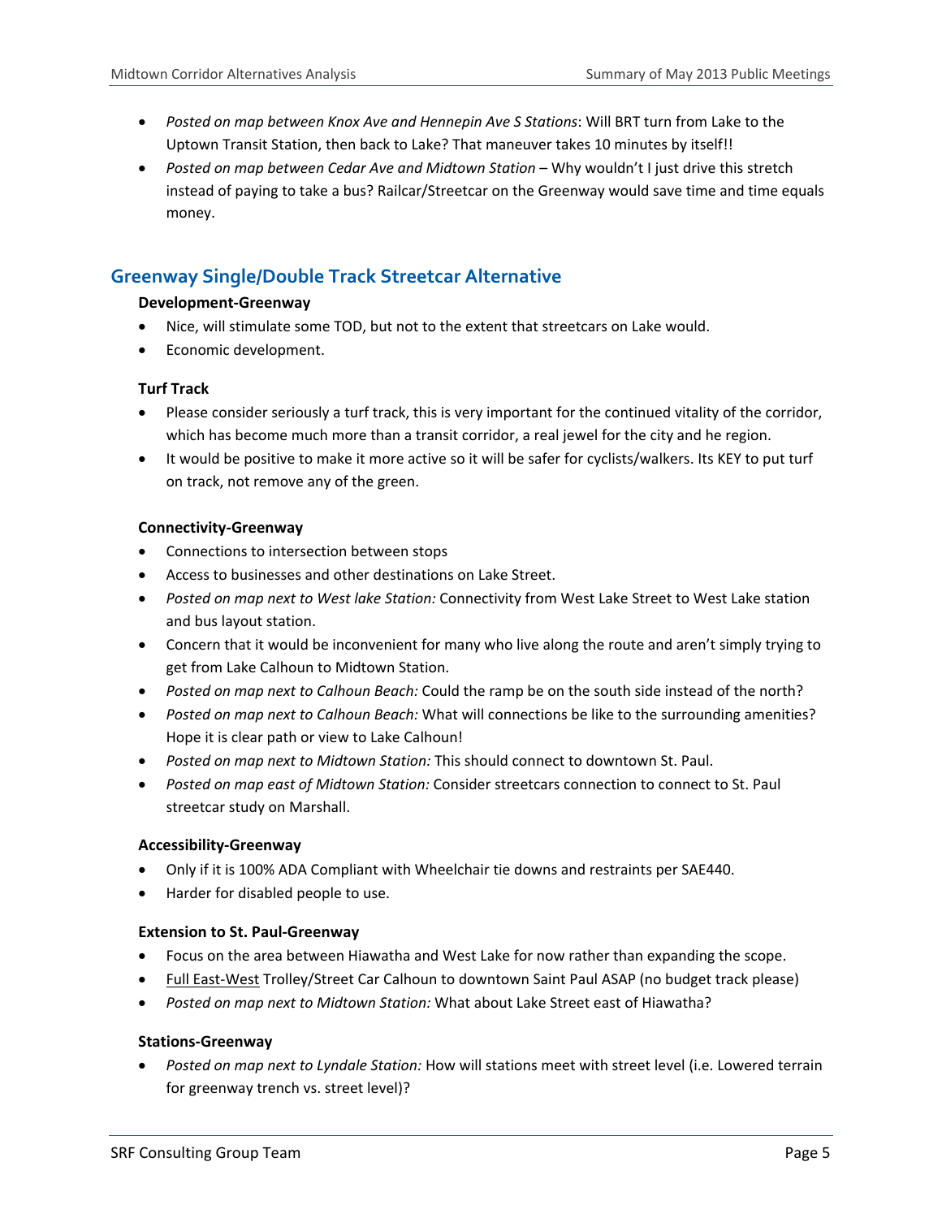- *Posted on map between Knox Ave and Hennepin Ave S Stations*: Will BRT turn from Lake to the Uptown Transit Station, then back to Lake? That maneuver takes 10 minutes by itself!!
- *Posted on map between Cedar Ave and Midtown Station* – Why wouldn't I just drive this stretch instead of paying to take a bus? Railcar/Streetcar on the Greenway would save time and time equals money.

## Greenway Single/Double Track Streetcar Alternative

**Development-Greenway**

- Nice, will stimulate some TOD, but not to the extent that streetcars on Lake would.
- Economic development.

**Turf Track**

- Please consider seriously a turf track, this is very important for the continued vitality of the corridor, which has become much more than a transit corridor, a real jewel for the city and he region.
- It would be positive to make it more active so it will be safer for cyclists/walkers. Its KEY to put turf on track, not remove any of the green.

**Connectivity-Greenway**

- Connections to intersection between stops
- Access to businesses and other destinations on Lake Street.
- *Posted on map next to West lake Station:* Connectivity from West Lake Street to West Lake station and bus layout station.
- Concern that it would be inconvenient for many who live along the route and aren't simply trying to get from Lake Calhoun to Midtown Station.
- *Posted on map next to Calhoun Beach:* Could the ramp be on the south side instead of the north?
- *Posted on map next to Calhoun Beach:* What will connections be like to the surrounding amenities? Hope it is clear path or view to Lake Calhoun!
- *Posted on map next to Midtown Station:* This should connect to downtown St. Paul.
- *Posted on map east of Midtown Station:* Consider streetcars connection to connect to St. Paul streetcar study on Marshall.

**Accessibility-Greenway**

- Only if it is 100% ADA Compliant with Wheelchair tie downs and restraints per SAE440.
- Harder for disabled people to use.

**Extension to St. Paul-Greenway**

- Focus on the area between Hiawatha and West Lake for now rather than expanding the scope.
- Full East-West Trolley/Street Car Calhoun to downtown Saint Paul ASAP (no budget track please)
- *Posted on map next to Midtown Station:* What about Lake Street east of Hiawatha?

**Stations-Greenway**

- *Posted on map next to Lyndale Station:* How will stations meet with street level (i.e. Lowered terrain for greenway trench vs. street level)?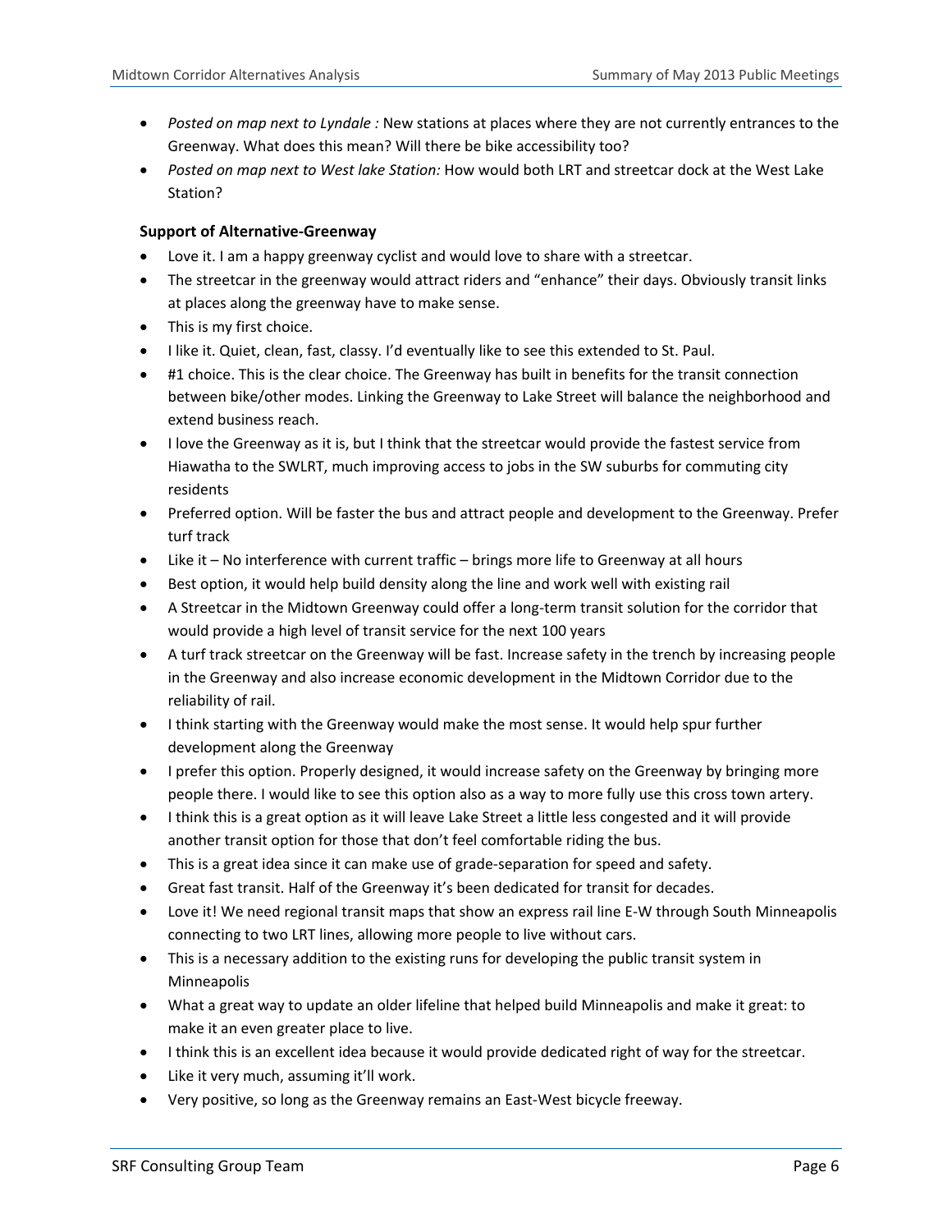- *Posted on map next to Lyndale :* New stations at places where they are not currently entrances to the Greenway. What does this mean? Will there be bike accessibility too?
- *Posted on map next to West lake Station:* How would both LRT and streetcar dock at the West Lake Station?

**Support of Alternative-Greenway**

- Love it. I am a happy greenway cyclist and would love to share with a streetcar.
- The streetcar in the greenway would attract riders and "enhance" their days. Obviously transit links at places along the greenway have to make sense.
- This is my first choice.
- I like it. Quiet, clean, fast, classy. I'd eventually like to see this extended to St. Paul.
- #1 choice. This is the clear choice. The Greenway has built in benefits for the transit connection between bike/other modes. Linking the Greenway to Lake Street will balance the neighborhood and extend business reach.
- I love the Greenway as it is, but I think that the streetcar would provide the fastest service from Hiawatha to the SWLRT, much improving access to jobs in the SW suburbs for commuting city residents
- Preferred option. Will be faster the bus and attract people and development to the Greenway. Prefer turf track
- Like it – No interference with current traffic – brings more life to Greenway at all hours
- Best option, it would help build density along the line and work well with existing rail
- A Streetcar in the Midtown Greenway could offer a long-term transit solution for the corridor that would provide a high level of transit service for the next 100 years
- A turf track streetcar on the Greenway will be fast. Increase safety in the trench by increasing people in the Greenway and also increase economic development in the Midtown Corridor due to the reliability of rail.
- I think starting with the Greenway would make the most sense. It would help spur further development along the Greenway
- I prefer this option. Properly designed, it would increase safety on the Greenway by bringing more people there. I would like to see this option also as a way to more fully use this cross town artery.
- I think this is a great option as it will leave Lake Street a little less congested and it will provide another transit option for those that don't feel comfortable riding the bus.
- This is a great idea since it can make use of grade-separation for speed and safety.
- Great fast transit. Half of the Greenway it's been dedicated for transit for decades.
- Love it! We need regional transit maps that show an express rail line E-W through South Minneapolis connecting to two LRT lines, allowing more people to live without cars.
- This is a necessary addition to the existing runs for developing the public transit system in Minneapolis
- What a great way to update an older lifeline that helped build Minneapolis and make it great: to make it an even greater place to live.
- I think this is an excellent idea because it would provide dedicated right of way for the streetcar.
- Like it very much, assuming it'll work.
- Very positive, so long as the Greenway remains an East-West bicycle freeway.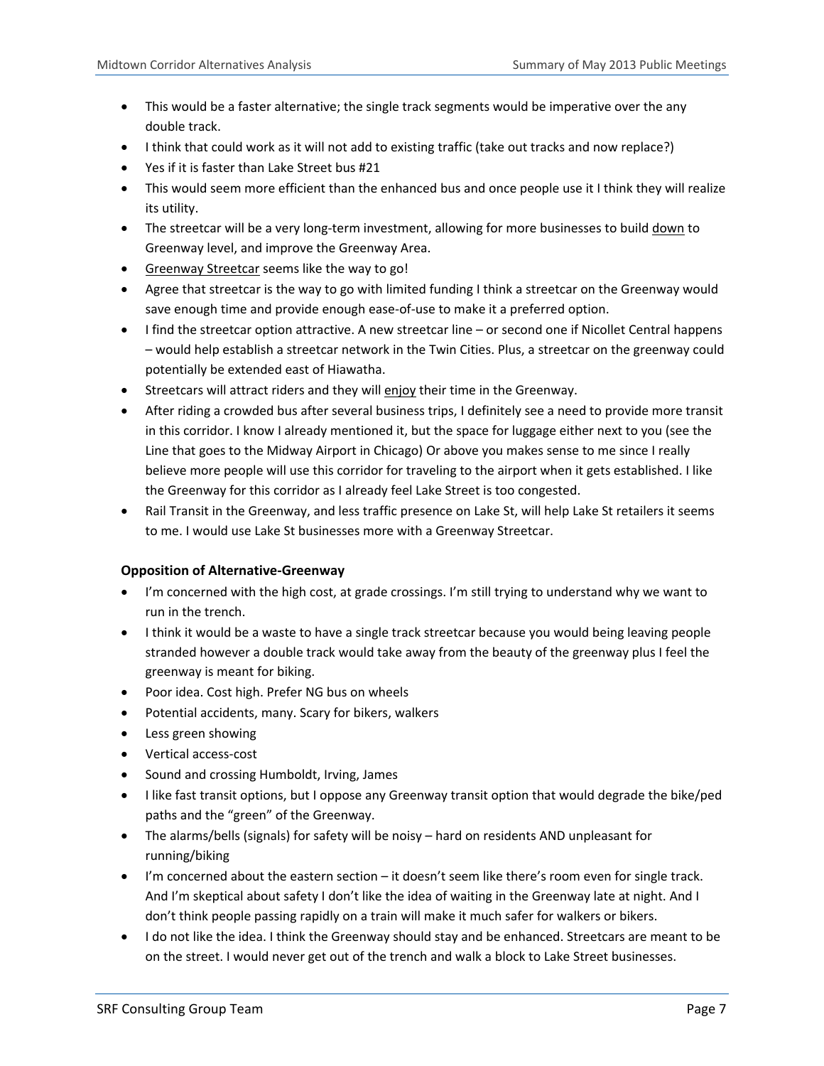- This would be a faster alternative; the single track segments would be imperative over the any double track.
- I think that could work as it will not add to existing traffic (take out tracks and now replace?)
- Yes if it is faster than Lake Street bus #21
- This would seem more efficient than the enhanced bus and once people use it I think they will realize its utility.
- The streetcar will be a very long-term investment, allowing for more businesses to build <u>down</u> to Greenway level, and improve the Greenway Area.
- <u>Greenway Streetcar</u> seems like the way to go!
- Agree that streetcar is the way to go with limited funding I think a streetcar on the Greenway would save enough time and provide enough ease-of-use to make it a preferred option.
- I find the streetcar option attractive. A new streetcar line – or second one if Nicollet Central happens – would help establish a streetcar network in the Twin Cities. Plus, a streetcar on the greenway could potentially be extended east of Hiawatha.
- Streetcars will attract riders and they will <u>enjoy</u> their time in the Greenway.
- After riding a crowded bus after several business trips, I definitely see a need to provide more transit in this corridor. I know I already mentioned it, but the space for luggage either next to you (see the Line that goes to the Midway Airport in Chicago) Or above you makes sense to me since I really believe more people will use this corridor for traveling to the airport when it gets established. I like the Greenway for this corridor as I already feel Lake Street is too congested.
- Rail Transit in the Greenway, and less traffic presence on Lake St, will help Lake St retailers it seems to me. I would use Lake St businesses more with a Greenway Streetcar.

**Opposition of Alternative-Greenway**

- I'm concerned with the high cost, at grade crossings. I'm still trying to understand why we want to run in the trench.
- I think it would be a waste to have a single track streetcar because you would being leaving people stranded however a double track would take away from the beauty of the greenway plus I feel the greenway is meant for biking.
- Poor idea. Cost high. Prefer NG bus on wheels
- Potential accidents, many. Scary for bikers, walkers
- Less green showing
- Vertical access-cost
- Sound and crossing Humboldt, Irving, James
- I like fast transit options, but I oppose any Greenway transit option that would degrade the bike/ped paths and the "green" of the Greenway.
- The alarms/bells (signals) for safety will be noisy – hard on residents AND unpleasant for running/biking
- I'm concerned about the eastern section – it doesn't seem like there's room even for single track. And I'm skeptical about safety I don't like the idea of waiting in the Greenway late at night. And I don't think people passing rapidly on a train will make it much safer for walkers or bikers.
- I do not like the idea. I think the Greenway should stay and be enhanced. Streetcars are meant to be on the street. I would never get out of the trench and walk a block to Lake Street businesses.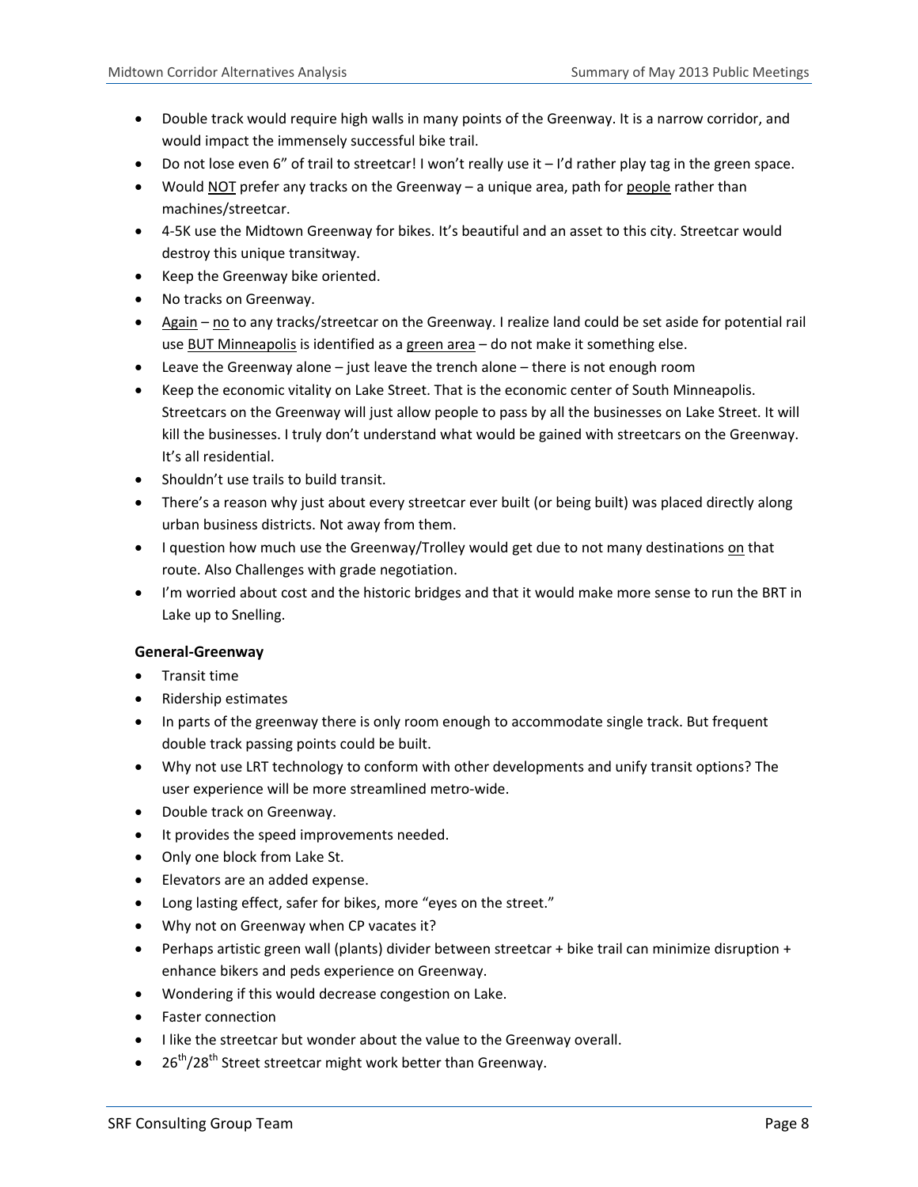- Double track would require high walls in many points of the Greenway. It is a narrow corridor, and would impact the immensely successful bike trail.
- Do not lose even 6" of trail to streetcar! I won't really use it – I'd rather play tag in the green space.
- Would <u>NOT</u> prefer any tracks on the Greenway – a unique area, path for <u>people</u> rather than machines/streetcar.
- 4-5K use the Midtown Greenway for bikes. It's beautiful and an asset to this city. Streetcar would destroy this unique transitway.
- Keep the Greenway bike oriented.
- No tracks on Greenway.
- <u>Again</u> – <u>no</u> to any tracks/streetcar on the Greenway. I realize land could be set aside for potential rail use <u>BUT Minneapolis</u> is identified as a <u>green area</u> – do not make it something else.
- Leave the Greenway alone – just leave the trench alone – there is not enough room
- Keep the economic vitality on Lake Street. That is the economic center of South Minneapolis. Streetcars on the Greenway will just allow people to pass by all the businesses on Lake Street. It will kill the businesses. I truly don't understand what would be gained with streetcars on the Greenway. It's all residential.
- Shouldn't use trails to build transit.
- There's a reason why just about every streetcar ever built (or being built) was placed directly along urban business districts. Not away from them.
- I question how much use the Greenway/Trolley would get due to not many destinations <u>on</u> that route. Also Challenges with grade negotiation.
- I'm worried about cost and the historic bridges and that it would make more sense to run the BRT in Lake up to Snelling.

**General-Greenway**

- Transit time
- Ridership estimates
- In parts of the greenway there is only room enough to accommodate single track. But frequent double track passing points could be built.
- Why not use LRT technology to conform with other developments and unify transit options? The user experience will be more streamlined metro-wide.
- Double track on Greenway.
- It provides the speed improvements needed.
- Only one block from Lake St.
- Elevators are an added expense.
- Long lasting effect, safer for bikes, more "eyes on the street."
- Why not on Greenway when CP vacates it?
- Perhaps artistic green wall (plants) divider between streetcar + bike trail can minimize disruption + enhance bikers and peds experience on Greenway.
- Wondering if this would decrease congestion on Lake.
- Faster connection
- I like the streetcar but wonder about the value to the Greenway overall.
- 26th/28th Street streetcar might work better than Greenway.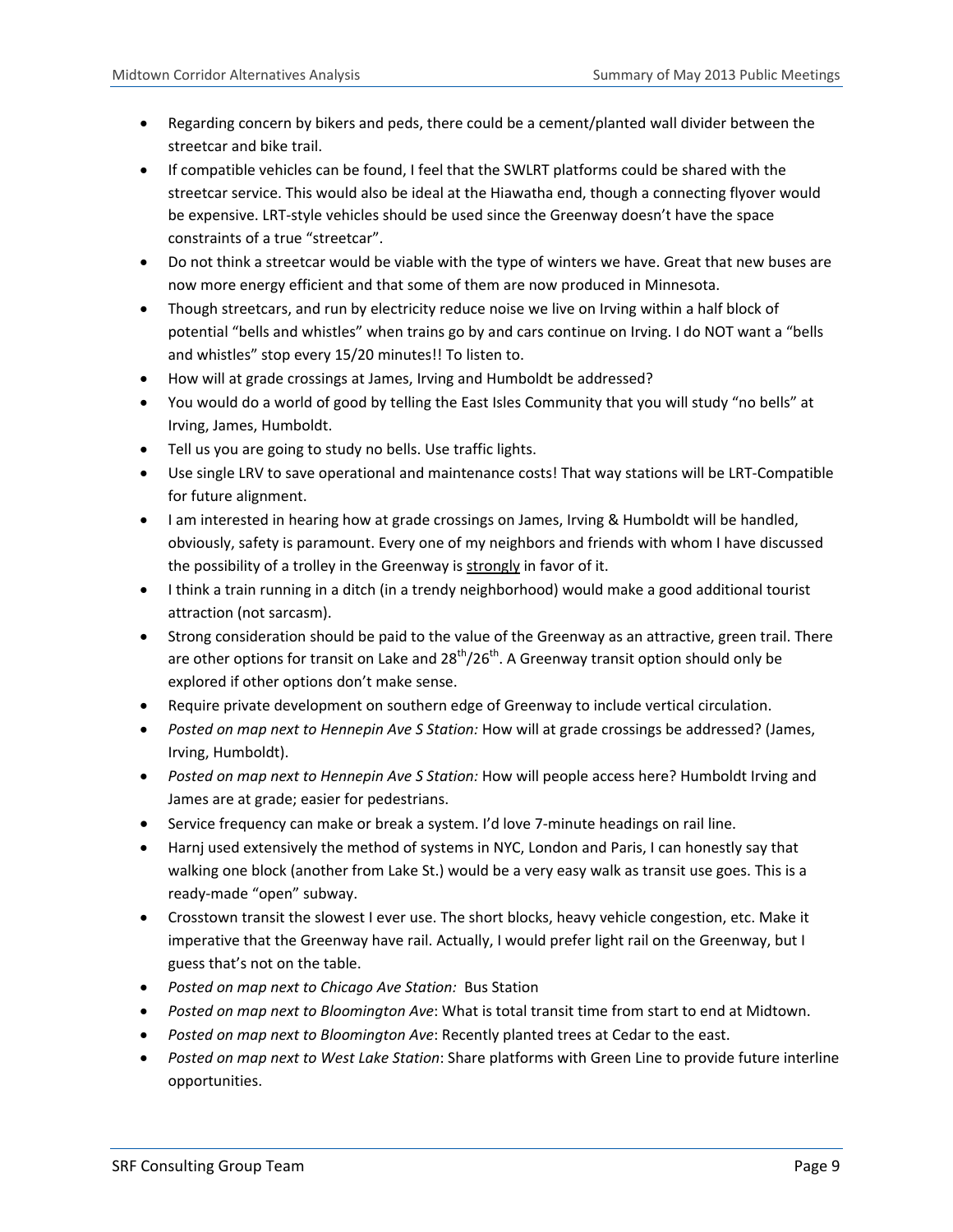- Regarding concern by bikers and peds, there could be a cement/planted wall divider between the streetcar and bike trail.
- If compatible vehicles can be found, I feel that the SWLRT platforms could be shared with the streetcar service. This would also be ideal at the Hiawatha end, though a connecting flyover would be expensive. LRT-style vehicles should be used since the Greenway doesn't have the space constraints of a true "streetcar".
- Do not think a streetcar would be viable with the type of winters we have. Great that new buses are now more energy efficient and that some of them are now produced in Minnesota.
- Though streetcars, and run by electricity reduce noise we live on Irving within a half block of potential "bells and whistles" when trains go by and cars continue on Irving. I do NOT want a "bells and whistles" stop every 15/20 minutes!! To listen to.
- How will at grade crossings at James, Irving and Humboldt be addressed?
- You would do a world of good by telling the East Isles Community that you will study "no bells" at Irving, James, Humboldt.
- Tell us you are going to study no bells. Use traffic lights.
- Use single LRV to save operational and maintenance costs! That way stations will be LRT-Compatible for future alignment.
- I am interested in hearing how at grade crossings on James, Irving & Humboldt will be handled, obviously, safety is paramount. Every one of my neighbors and friends with whom I have discussed the possibility of a trolley in the Greenway is <u>strongly</u> in favor of it.
- I think a train running in a ditch (in a trendy neighborhood) would make a good additional tourist attraction (not sarcasm).
- Strong consideration should be paid to the value of the Greenway as an attractive, green trail. There are other options for transit on Lake and 28th/26th. A Greenway transit option should only be explored if other options don't make sense.
- Require private development on southern edge of Greenway to include vertical circulation.
- *Posted on map next to Hennepin Ave S Station:* How will at grade crossings be addressed? (James, Irving, Humboldt).
- *Posted on map next to Hennepin Ave S Station:* How will people access here? Humboldt Irving and James are at grade; easier for pedestrians.
- Service frequency can make or break a system. I'd love 7-minute headings on rail line.
- Harnj used extensively the method of systems in NYC, London and Paris, I can honestly say that walking one block (another from Lake St.) would be a very easy walk as transit use goes. This is a ready-made "open" subway.
- Crosstown transit the slowest I ever use. The short blocks, heavy vehicle congestion, etc. Make it imperative that the Greenway have rail. Actually, I would prefer light rail on the Greenway, but I guess that's not on the table.
- *Posted on map next to Chicago Ave Station:* Bus Station
- *Posted on map next to Bloomington Ave*: What is total transit time from start to end at Midtown.
- *Posted on map next to Bloomington Ave*: Recently planted trees at Cedar to the east.
- *Posted on map next to West Lake Station*: Share platforms with Green Line to provide future interline opportunities.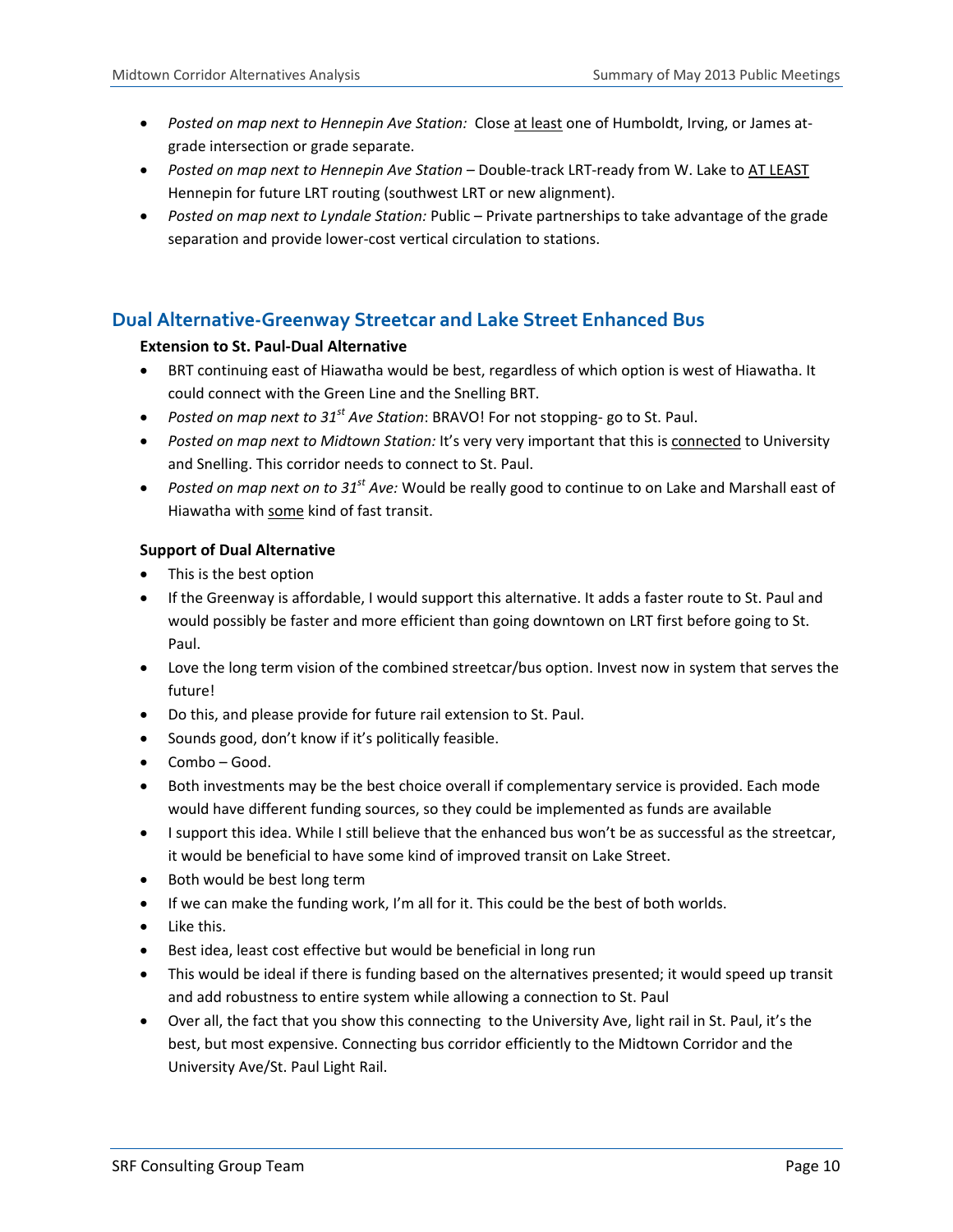- *Posted on map next to Hennepin Ave Station:* Close at least one of Humboldt, Irving, or James at-grade intersection or grade separate.
- *Posted on map next to Hennepin Ave Station* – Double-track LRT-ready from W. Lake to AT LEAST Hennepin for future LRT routing (southwest LRT or new alignment).
- *Posted on map next to Lyndale Station:* Public – Private partnerships to take advantage of the grade separation and provide lower-cost vertical circulation to stations.

## Dual Alternative-Greenway Streetcar and Lake Street Enhanced Bus

### Extension to St. Paul-Dual Alternative

- BRT continuing east of Hiawatha would be best, regardless of which option is west of Hiawatha. It could connect with the Green Line and the Snelling BRT.
- *Posted on map next to 31st Ave Station*: BRAVO! For not stopping- go to St. Paul.
- *Posted on map next to Midtown Station:* It's very very important that this is connected to University and Snelling. This corridor needs to connect to St. Paul.
- *Posted on map next on to 31st Ave:* Would be really good to continue to on Lake and Marshall east of Hiawatha with some kind of fast transit.

### Support of Dual Alternative

- This is the best option
- If the Greenway is affordable, I would support this alternative. It adds a faster route to St. Paul and would possibly be faster and more efficient than going downtown on LRT first before going to St. Paul.
- Love the long term vision of the combined streetcar/bus option. Invest now in system that serves the future!
- Do this, and please provide for future rail extension to St. Paul.
- Sounds good, don't know if it's politically feasible.
- Combo – Good.
- Both investments may be the best choice overall if complementary service is provided. Each mode would have different funding sources, so they could be implemented as funds are available
- I support this idea. While I still believe that the enhanced bus won't be as successful as the streetcar, it would be beneficial to have some kind of improved transit on Lake Street.
- Both would be best long term
- If we can make the funding work, I'm all for it. This could be the best of both worlds.
- Like this.
- Best idea, least cost effective but would be beneficial in long run
- This would be ideal if there is funding based on the alternatives presented; it would speed up transit and add robustness to entire system while allowing a connection to St. Paul
- Over all, the fact that you show this connecting to the University Ave, light rail in St. Paul, it's the best, but most expensive. Connecting bus corridor efficiently to the Midtown Corridor and the University Ave/St. Paul Light Rail.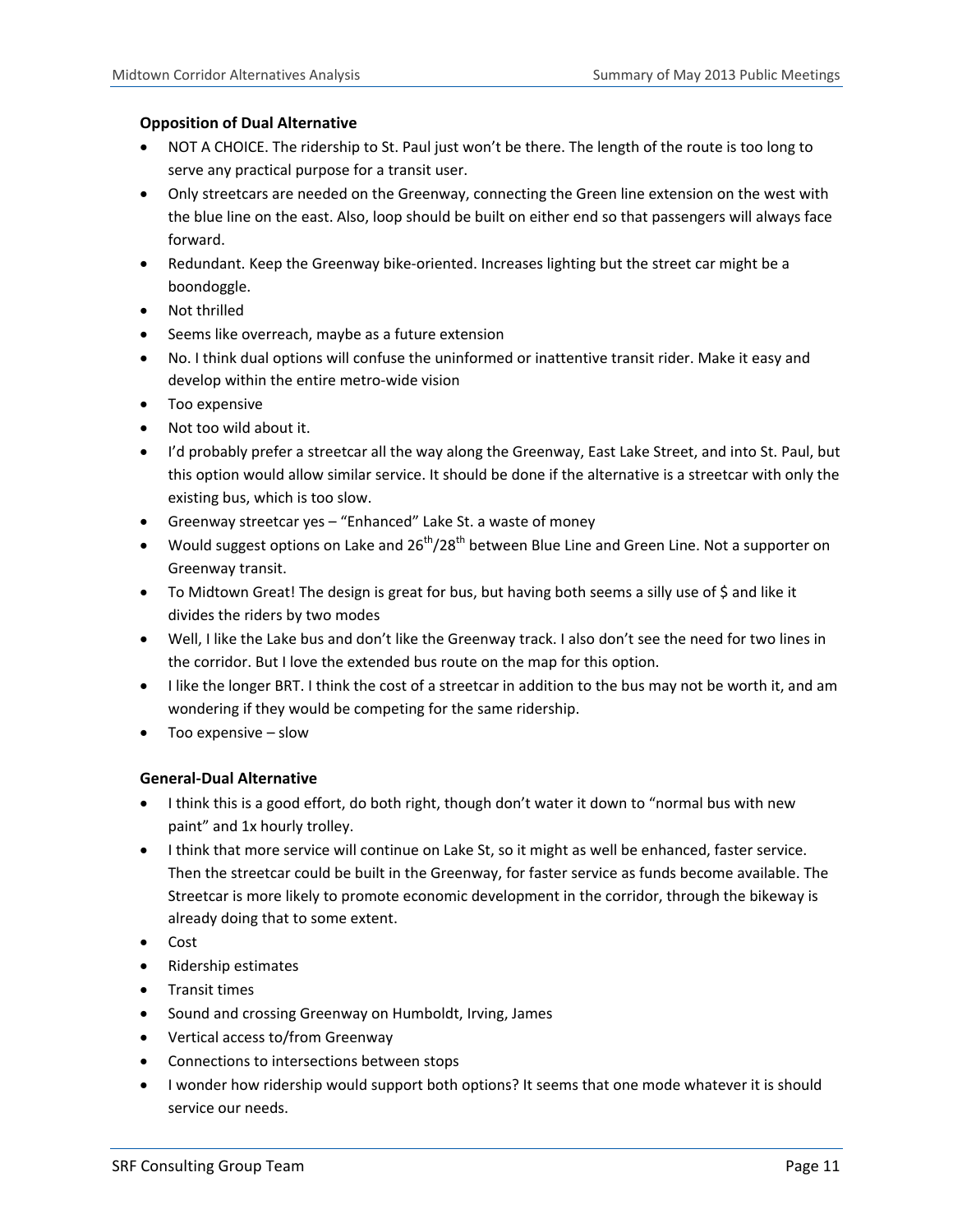### Opposition of Dual Alternative

- NOT A CHOICE. The ridership to St. Paul just won't be there. The length of the route is too long to serve any practical purpose for a transit user.
- Only streetcars are needed on the Greenway, connecting the Green line extension on the west with the blue line on the east. Also, loop should be built on either end so that passengers will always face forward.
- Redundant. Keep the Greenway bike-oriented. Increases lighting but the street car might be a boondoggle.
- Not thrilled
- Seems like overreach, maybe as a future extension
- No. I think dual options will confuse the uninformed or inattentive transit rider. Make it easy and develop within the entire metro-wide vision
- Too expensive
- Not too wild about it.
- I'd probably prefer a streetcar all the way along the Greenway, East Lake Street, and into St. Paul, but this option would allow similar service. It should be done if the alternative is a streetcar with only the existing bus, which is too slow.
- Greenway streetcar yes – "Enhanced" Lake St. a waste of money
- Would suggest options on Lake and 26th/28th between Blue Line and Green Line. Not a supporter on Greenway transit.
- To Midtown Great! The design is great for bus, but having both seems a silly use of $ and like it divides the riders by two modes
- Well, I like the Lake bus and don't like the Greenway track. I also don't see the need for two lines in the corridor. But I love the extended bus route on the map for this option.
- I like the longer BRT. I think the cost of a streetcar in addition to the bus may not be worth it, and am wondering if they would be competing for the same ridership.
- Too expensive – slow

### General-Dual Alternative

- I think this is a good effort, do both right, though don't water it down to "normal bus with new paint" and 1x hourly trolley.
- I think that more service will continue on Lake St, so it might as well be enhanced, faster service. Then the streetcar could be built in the Greenway, for faster service as funds become available. The Streetcar is more likely to promote economic development in the corridor, through the bikeway is already doing that to some extent.
- Cost
- Ridership estimates
- Transit times
- Sound and crossing Greenway on Humboldt, Irving, James
- Vertical access to/from Greenway
- Connections to intersections between stops
- I wonder how ridership would support both options? It seems that one mode whatever it is should service our needs.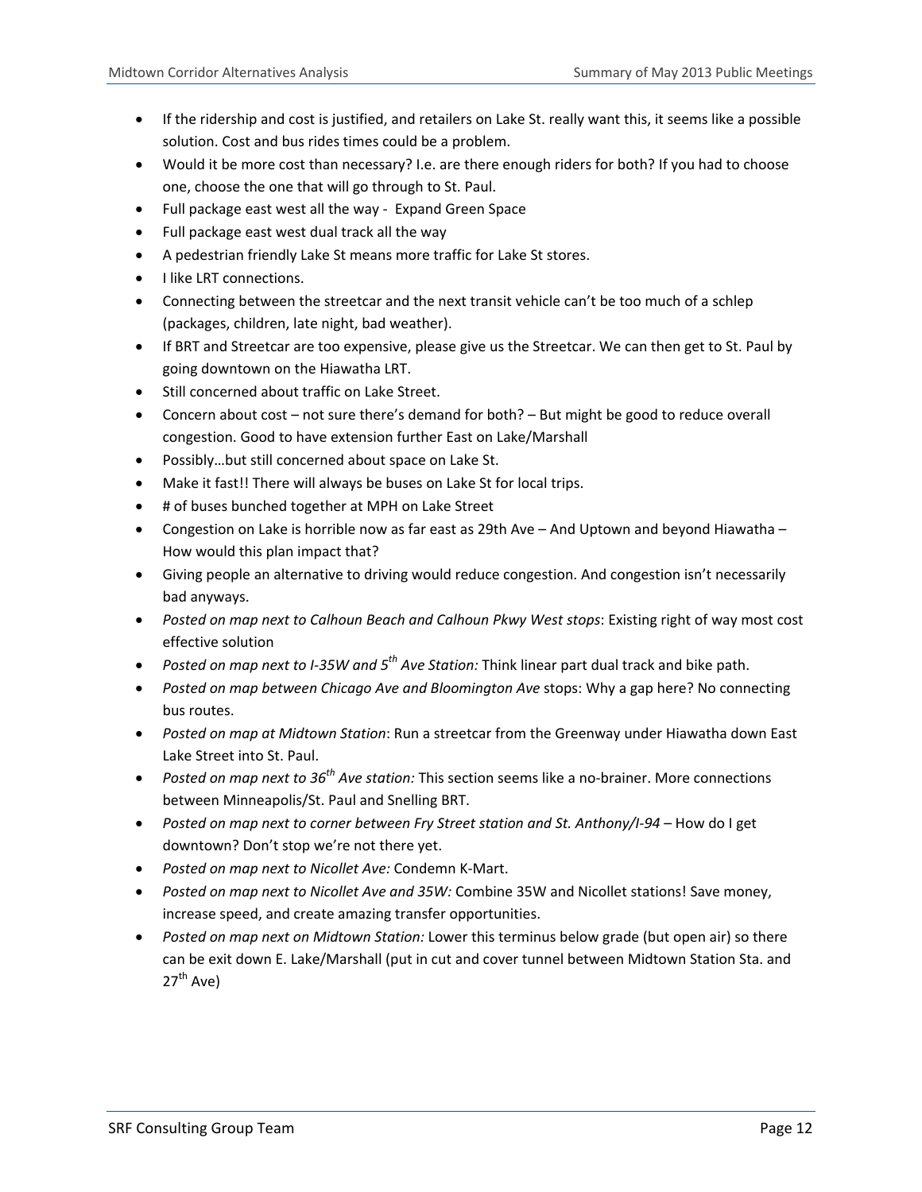- If the ridership and cost is justified, and retailers on Lake St. really want this, it seems like a possible solution. Cost and bus rides times could be a problem.
- Would it be more cost than necessary? I.e. are there enough riders for both? If you had to choose one, choose the one that will go through to St. Paul.
- Full package east west all the way - Expand Green Space
- Full package east west dual track all the way
- A pedestrian friendly Lake St means more traffic for Lake St stores.
- I like LRT connections.
- Connecting between the streetcar and the next transit vehicle can't be too much of a schlep (packages, children, late night, bad weather).
- If BRT and Streetcar are too expensive, please give us the Streetcar. We can then get to St. Paul by going downtown on the Hiawatha LRT.
- Still concerned about traffic on Lake Street.
- Concern about cost – not sure there's demand for both? – But might be good to reduce overall congestion. Good to have extension further East on Lake/Marshall
- Possibly…but still concerned about space on Lake St.
- Make it fast!! There will always be buses on Lake St for local trips.
- # of buses bunched together at MPH on Lake Street
- Congestion on Lake is horrible now as far east as 29th Ave – And Uptown and beyond Hiawatha – How would this plan impact that?
- Giving people an alternative to driving would reduce congestion. And congestion isn't necessarily bad anyways.
- *Posted on map next to Calhoun Beach and Calhoun Pkwy West stops*: Existing right of way most cost effective solution
- *Posted on map next to I-35W and 5th Ave Station:* Think linear part dual track and bike path.
- *Posted on map between Chicago Ave and Bloomington Ave* stops: Why a gap here? No connecting bus routes.
- *Posted on map at Midtown Station*: Run a streetcar from the Greenway under Hiawatha down East Lake Street into St. Paul.
- *Posted on map next to 36th Ave station:* This section seems like a no-brainer. More connections between Minneapolis/St. Paul and Snelling BRT.
- *Posted on map next to corner between Fry Street station and St. Anthony/I-94* – How do I get downtown? Don't stop we're not there yet.
- *Posted on map next to Nicollet Ave:* Condemn K-Mart.
- *Posted on map next to Nicollet Ave and 35W:* Combine 35W and Nicollet stations! Save money, increase speed, and create amazing transfer opportunities.
- *Posted on map next on Midtown Station:* Lower this terminus below grade (but open air) so there can be exit down E. Lake/Marshall (put in cut and cover tunnel between Midtown Station Sta. and 27th Ave)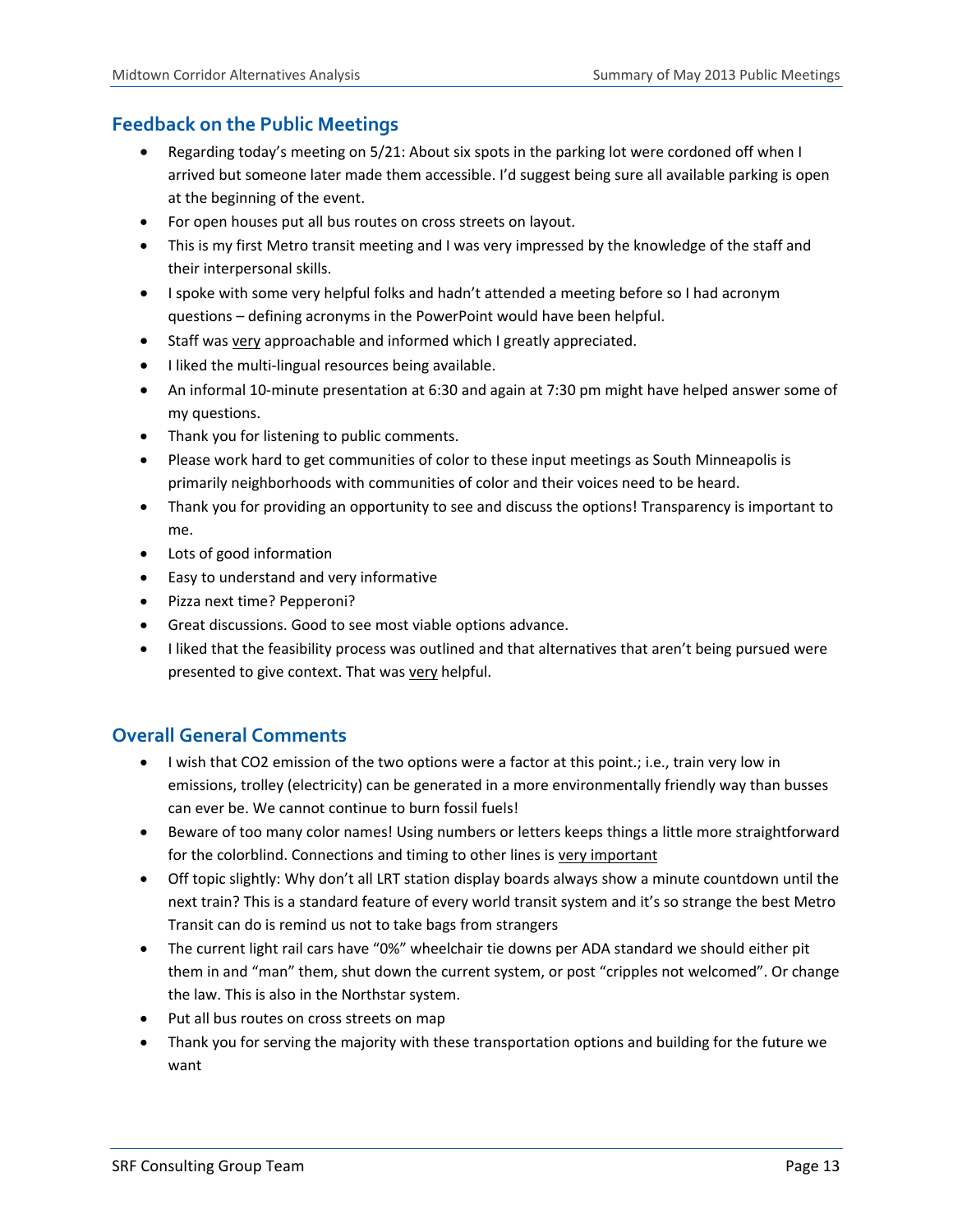## Feedback on the Public Meetings

- Regarding today's meeting on 5/21: About six spots in the parking lot were cordoned off when I arrived but someone later made them accessible. I'd suggest being sure all available parking is open at the beginning of the event.
- For open houses put all bus routes on cross streets on layout.
- This is my first Metro transit meeting and I was very impressed by the knowledge of the staff and their interpersonal skills.
- I spoke with some very helpful folks and hadn't attended a meeting before so I had acronym questions – defining acronyms in the PowerPoint would have been helpful.
- Staff was <u>very</u> approachable and informed which I greatly appreciated.
- I liked the multi-lingual resources being available.
- An informal 10-minute presentation at 6:30 and again at 7:30 pm might have helped answer some of my questions.
- Thank you for listening to public comments.
- Please work hard to get communities of color to these input meetings as South Minneapolis is primarily neighborhoods with communities of color and their voices need to be heard.
- Thank you for providing an opportunity to see and discuss the options! Transparency is important to me.
- Lots of good information
- Easy to understand and very informative
- Pizza next time? Pepperoni?
- Great discussions. Good to see most viable options advance.
- I liked that the feasibility process was outlined and that alternatives that aren't being pursued were presented to give context. That was <u>very</u> helpful.

## Overall General Comments

- I wish that CO2 emission of the two options were a factor at this point.; i.e., train very low in emissions, trolley (electricity) can be generated in a more environmentally friendly way than busses can ever be. We cannot continue to burn fossil fuels!
- Beware of too many color names! Using numbers or letters keeps things a little more straightforward for the colorblind. Connections and timing to other lines is <u>very important</u>
- Off topic slightly: Why don't all LRT station display boards always show a minute countdown until the next train? This is a standard feature of every world transit system and it's so strange the best Metro Transit can do is remind us not to take bags from strangers
- The current light rail cars have "0%" wheelchair tie downs per ADA standard we should either pit them in and "man" them, shut down the current system, or post "cripples not welcomed". Or change the law. This is also in the Northstar system.
- Put all bus routes on cross streets on map
- Thank you for serving the majority with these transportation options and building for the future we want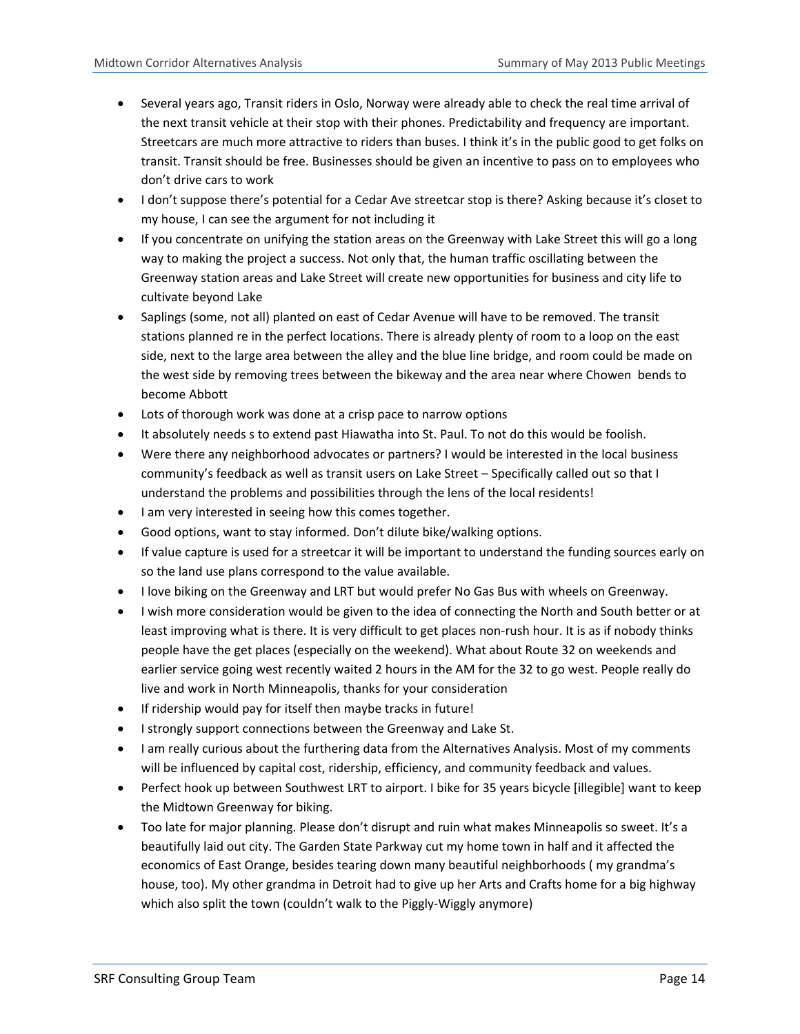- Several years ago, Transit riders in Oslo, Norway were already able to check the real time arrival of the next transit vehicle at their stop with their phones. Predictability and frequency are important. Streetcars are much more attractive to riders than buses. I think it's in the public good to get folks on transit. Transit should be free. Businesses should be given an incentive to pass on to employees who don't drive cars to work
- I don't suppose there's potential for a Cedar Ave streetcar stop is there? Asking because it's closet to my house, I can see the argument for not including it
- If you concentrate on unifying the station areas on the Greenway with Lake Street this will go a long way to making the project a success. Not only that, the human traffic oscillating between the Greenway station areas and Lake Street will create new opportunities for business and city life to cultivate beyond Lake
- Saplings (some, not all) planted on east of Cedar Avenue will have to be removed. The transit stations planned re in the perfect locations. There is already plenty of room to a loop on the east side, next to the large area between the alley and the blue line bridge, and room could be made on the west side by removing trees between the bikeway and the area near where Chowen bends to become Abbott
- Lots of thorough work was done at a crisp pace to narrow options
- It absolutely needs s to extend past Hiawatha into St. Paul. To not do this would be foolish.
- Were there any neighborhood advocates or partners? I would be interested in the local business community's feedback as well as transit users on Lake Street – Specifically called out so that I understand the problems and possibilities through the lens of the local residents!
- I am very interested in seeing how this comes together.
- Good options, want to stay informed. Don't dilute bike/walking options.
- If value capture is used for a streetcar it will be important to understand the funding sources early on so the land use plans correspond to the value available.
- I love biking on the Greenway and LRT but would prefer No Gas Bus with wheels on Greenway.
- I wish more consideration would be given to the idea of connecting the North and South better or at least improving what is there. It is very difficult to get places non-rush hour. It is as if nobody thinks people have the get places (especially on the weekend). What about Route 32 on weekends and earlier service going west recently waited 2 hours in the AM for the 32 to go west. People really do live and work in North Minneapolis, thanks for your consideration
- If ridership would pay for itself then maybe tracks in future!
- I strongly support connections between the Greenway and Lake St.
- I am really curious about the furthering data from the Alternatives Analysis. Most of my comments will be influenced by capital cost, ridership, efficiency, and community feedback and values.
- Perfect hook up between Southwest LRT to airport. I bike for 35 years bicycle [illegible] want to keep the Midtown Greenway for biking.
- Too late for major planning. Please don't disrupt and ruin what makes Minneapolis so sweet. It's a beautifully laid out city. The Garden State Parkway cut my home town in half and it affected the economics of East Orange, besides tearing down many beautiful neighborhoods ( my grandma's house, too). My other grandma in Detroit had to give up her Arts and Crafts home for a big highway which also split the town (couldn't walk to the Piggly-Wiggly anymore)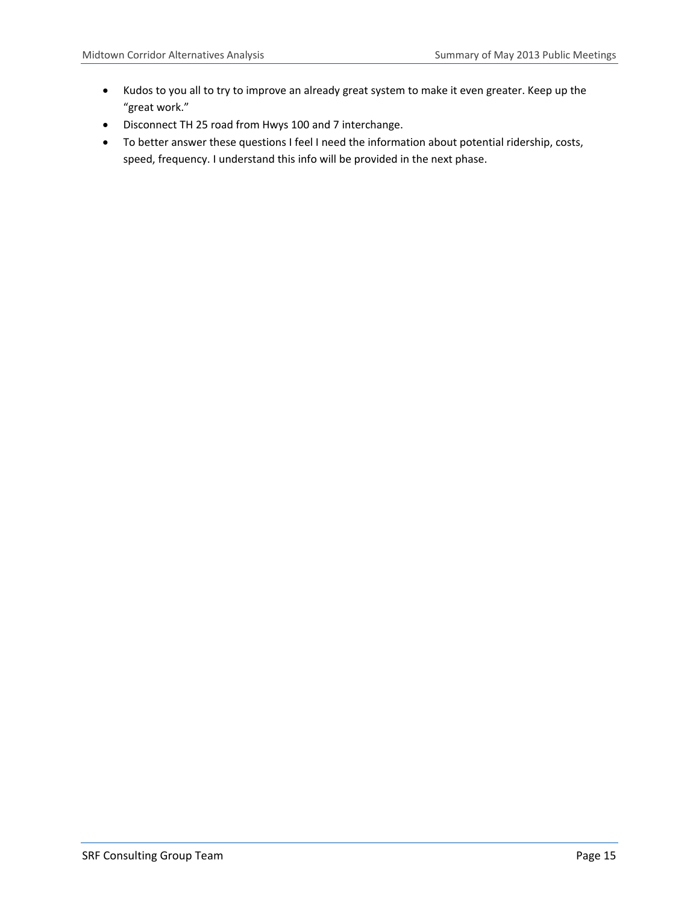- Kudos to you all to try to improve an already great system to make it even greater. Keep up the "great work."
- Disconnect TH 25 road from Hwys 100 and 7 interchange.
- To better answer these questions I feel I need the information about potential ridership, costs, speed, frequency. I understand this info will be provided in the next phase.